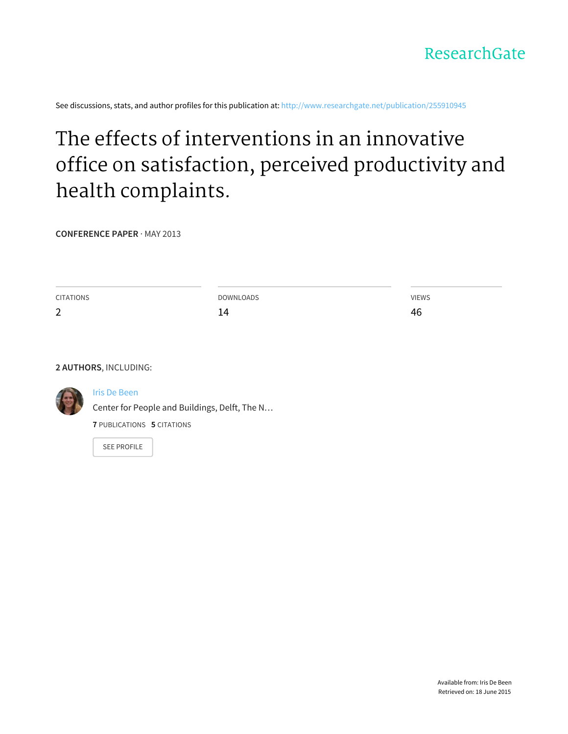ResearchGate

See discussions, stats, and author profiles for this publication at: http://www.researchgate.net/publication/255910945

# The effects of interventions in an innovative office on satisfaction, perceived productivity and health complaints.

**CONFERENCE PAPER** · MAY 2013

| CITATIONS | DOWNLOADS | VIEWS |
|---|---|---|
| 2 | 14 | 46 |

**2 AUTHORS**, INCLUDING:

Iris De Been
Center for People and Buildings, Delft, The N…
**7** PUBLICATIONS **5** CITATIONS

SEE PROFILE

Available from: Iris De Been
Retrieved on: 18 June 2015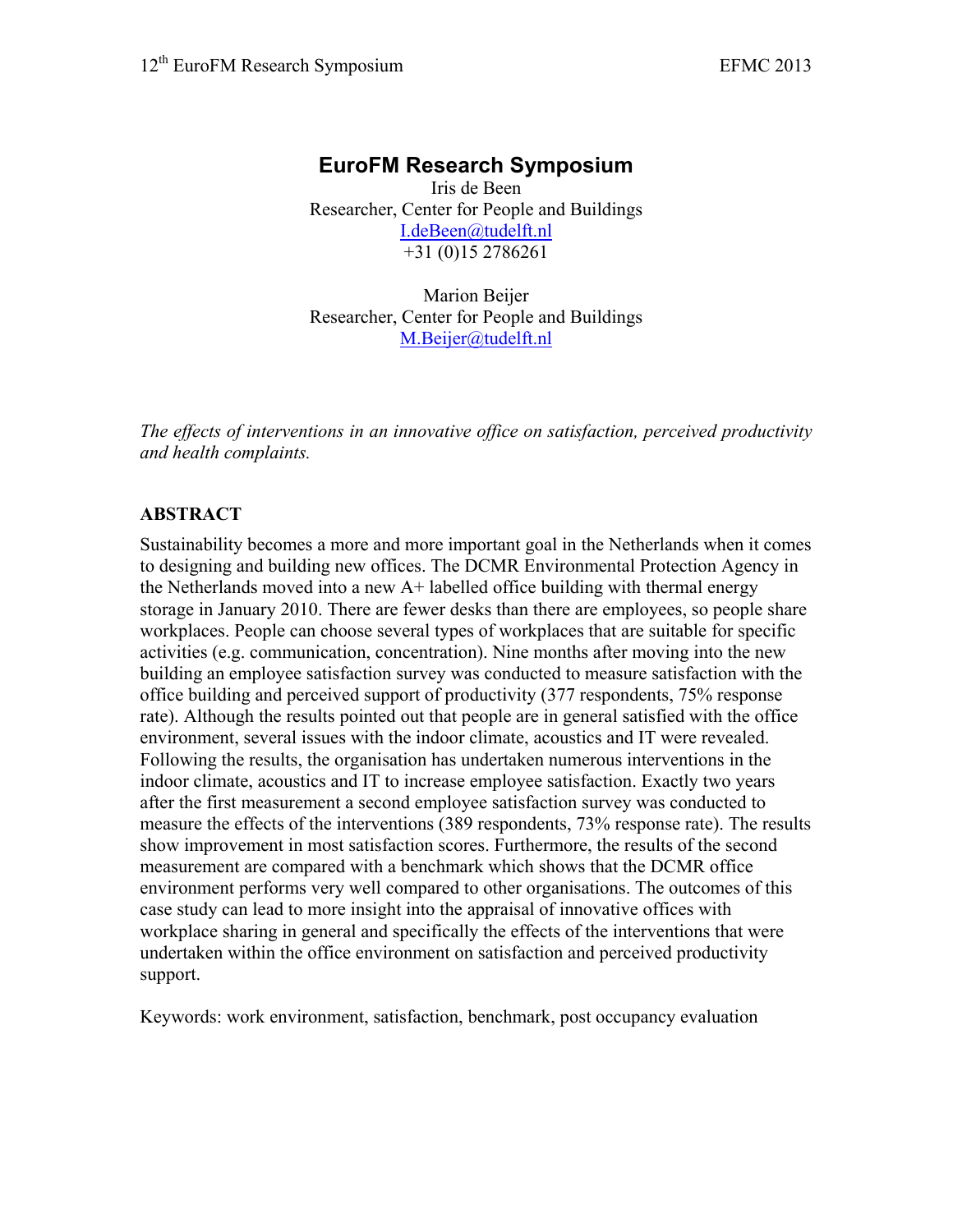# EuroFM Research Symposium

Iris de Been
Researcher, Center for People and Buildings
I.deBeen@tudelft.nl
+31 (0)15 2786261

Marion Beijer
Researcher, Center for People and Buildings
M.Beijer@tudelft.nl

*The effects of interventions in an innovative office on satisfaction, perceived productivity and health complaints.*

## ABSTRACT

Sustainability becomes a more and more important goal in the Netherlands when it comes to designing and building new offices. The DCMR Environmental Protection Agency in the Netherlands moved into a new A+ labelled office building with thermal energy storage in January 2010. There are fewer desks than there are employees, so people share workplaces. People can choose several types of workplaces that are suitable for specific activities (e.g. communication, concentration). Nine months after moving into the new building an employee satisfaction survey was conducted to measure satisfaction with the office building and perceived support of productivity (377 respondents, 75% response rate). Although the results pointed out that people are in general satisfied with the office environment, several issues with the indoor climate, acoustics and IT were revealed. Following the results, the organisation has undertaken numerous interventions in the indoor climate, acoustics and IT to increase employee satisfaction. Exactly two years after the first measurement a second employee satisfaction survey was conducted to measure the effects of the interventions (389 respondents, 73% response rate). The results show improvement in most satisfaction scores. Furthermore, the results of the second measurement are compared with a benchmark which shows that the DCMR office environment performs very well compared to other organisations. The outcomes of this case study can lead to more insight into the appraisal of innovative offices with workplace sharing in general and specifically the effects of the interventions that were undertaken within the office environment on satisfaction and perceived productivity support.

Keywords: work environment, satisfaction, benchmark, post occupancy evaluation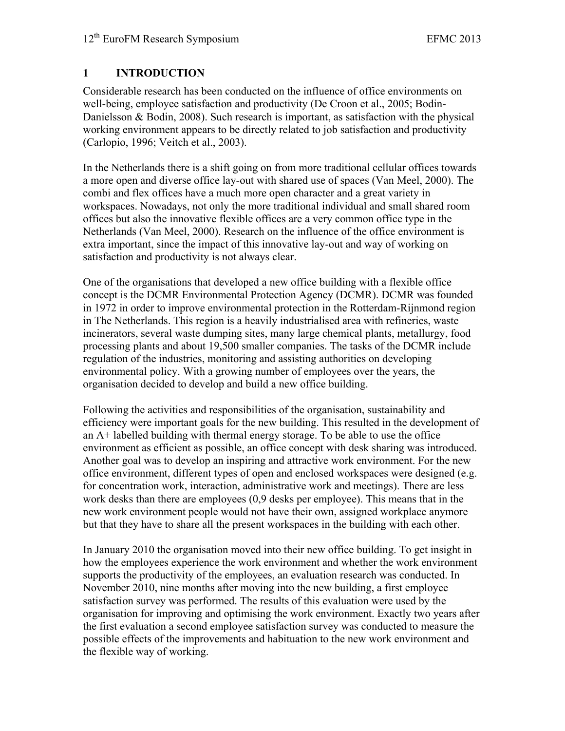# 1 INTRODUCTION

Considerable research has been conducted on the influence of office environments on well-being, employee satisfaction and productivity (De Croon et al., 2005; Bodin-Danielsson & Bodin, 2008). Such research is important, as satisfaction with the physical working environment appears to be directly related to job satisfaction and productivity (Carlopio, 1996; Veitch et al., 2003).

In the Netherlands there is a shift going on from more traditional cellular offices towards a more open and diverse office lay-out with shared use of spaces (Van Meel, 2000). The combi and flex offices have a much more open character and a great variety in workspaces. Nowadays, not only the more traditional individual and small shared room offices but also the innovative flexible offices are a very common office type in the Netherlands (Van Meel, 2000). Research on the influence of the office environment is extra important, since the impact of this innovative lay-out and way of working on satisfaction and productivity is not always clear.

One of the organisations that developed a new office building with a flexible office concept is the DCMR Environmental Protection Agency (DCMR). DCMR was founded in 1972 in order to improve environmental protection in the Rotterdam-Rijnmond region in The Netherlands. This region is a heavily industrialised area with refineries, waste incinerators, several waste dumping sites, many large chemical plants, metallurgy, food processing plants and about 19,500 smaller companies. The tasks of the DCMR include regulation of the industries, monitoring and assisting authorities on developing environmental policy. With a growing number of employees over the years, the organisation decided to develop and build a new office building.

Following the activities and responsibilities of the organisation, sustainability and efficiency were important goals for the new building. This resulted in the development of an A+ labelled building with thermal energy storage. To be able to use the office environment as efficient as possible, an office concept with desk sharing was introduced. Another goal was to develop an inspiring and attractive work environment. For the new office environment, different types of open and enclosed workspaces were designed (e.g. for concentration work, interaction, administrative work and meetings). There are less work desks than there are employees (0,9 desks per employee). This means that in the new work environment people would not have their own, assigned workplace anymore but that they have to share all the present workspaces in the building with each other.

In January 2010 the organisation moved into their new office building. To get insight in how the employees experience the work environment and whether the work environment supports the productivity of the employees, an evaluation research was conducted. In November 2010, nine months after moving into the new building, a first employee satisfaction survey was performed. The results of this evaluation were used by the organisation for improving and optimising the work environment. Exactly two years after the first evaluation a second employee satisfaction survey was conducted to measure the possible effects of the improvements and habituation to the new work environment and the flexible way of working.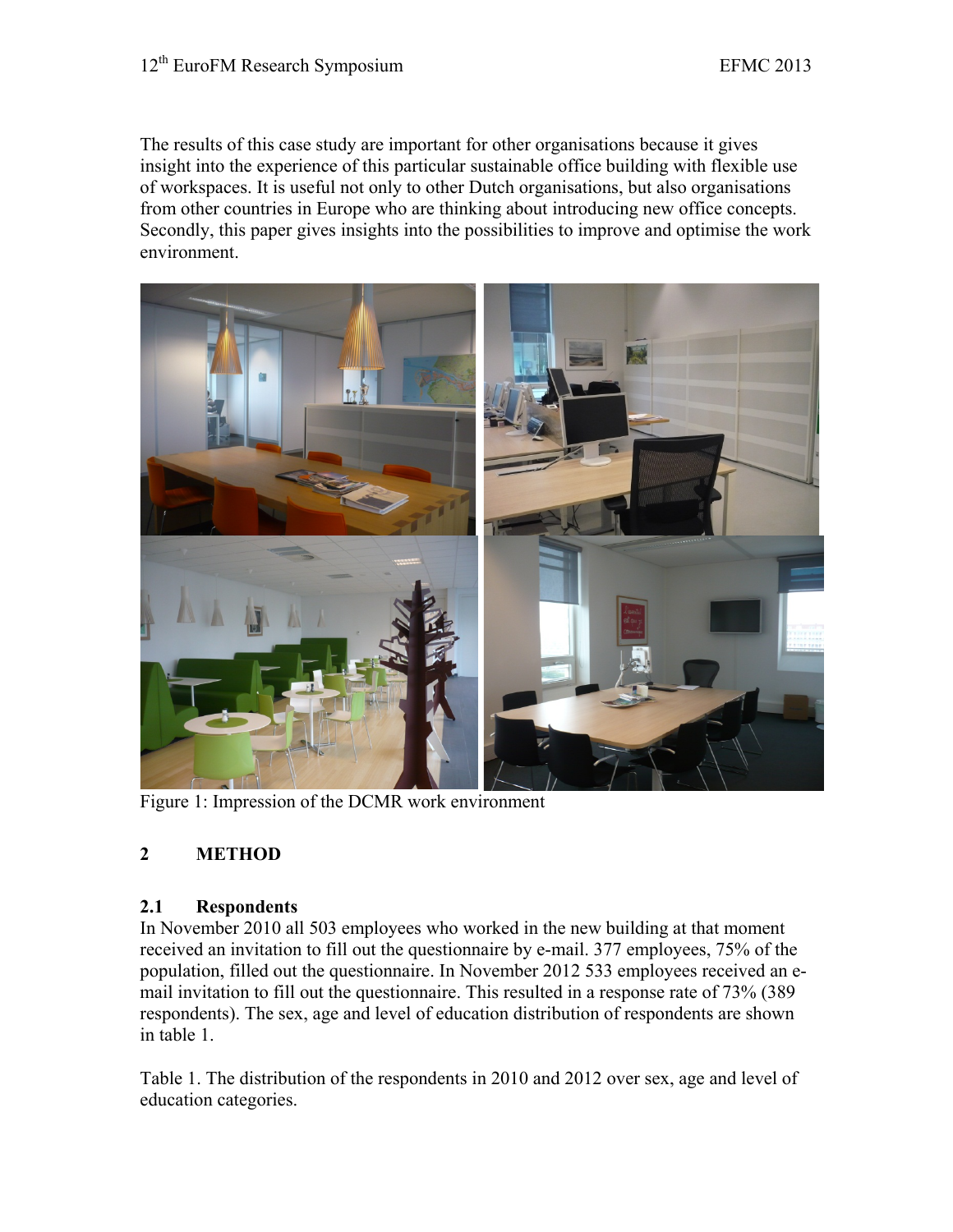The results of this case study are important for other organisations because it gives insight into the experience of this particular sustainable office building with flexible use of workspaces. It is useful not only to other Dutch organisations, but also organisations from other countries in Europe who are thinking about introducing new office concepts. Secondly, this paper gives insights into the possibilities to improve and optimise the work environment.

Figure 1: Impression of the DCMR work environment

## 2 METHOD

### 2.1 Respondents

In November 2010 all 503 employees who worked in the new building at that moment received an invitation to fill out the questionnaire by e-mail. 377 employees, 75% of the population, filled out the questionnaire. In November 2012 533 employees received an e-mail invitation to fill out the questionnaire. This resulted in a response rate of 73% (389 respondents). The sex, age and level of education distribution of respondents are shown in table 1.

Table 1. The distribution of the respondents in 2010 and 2012 over sex, age and level of education categories.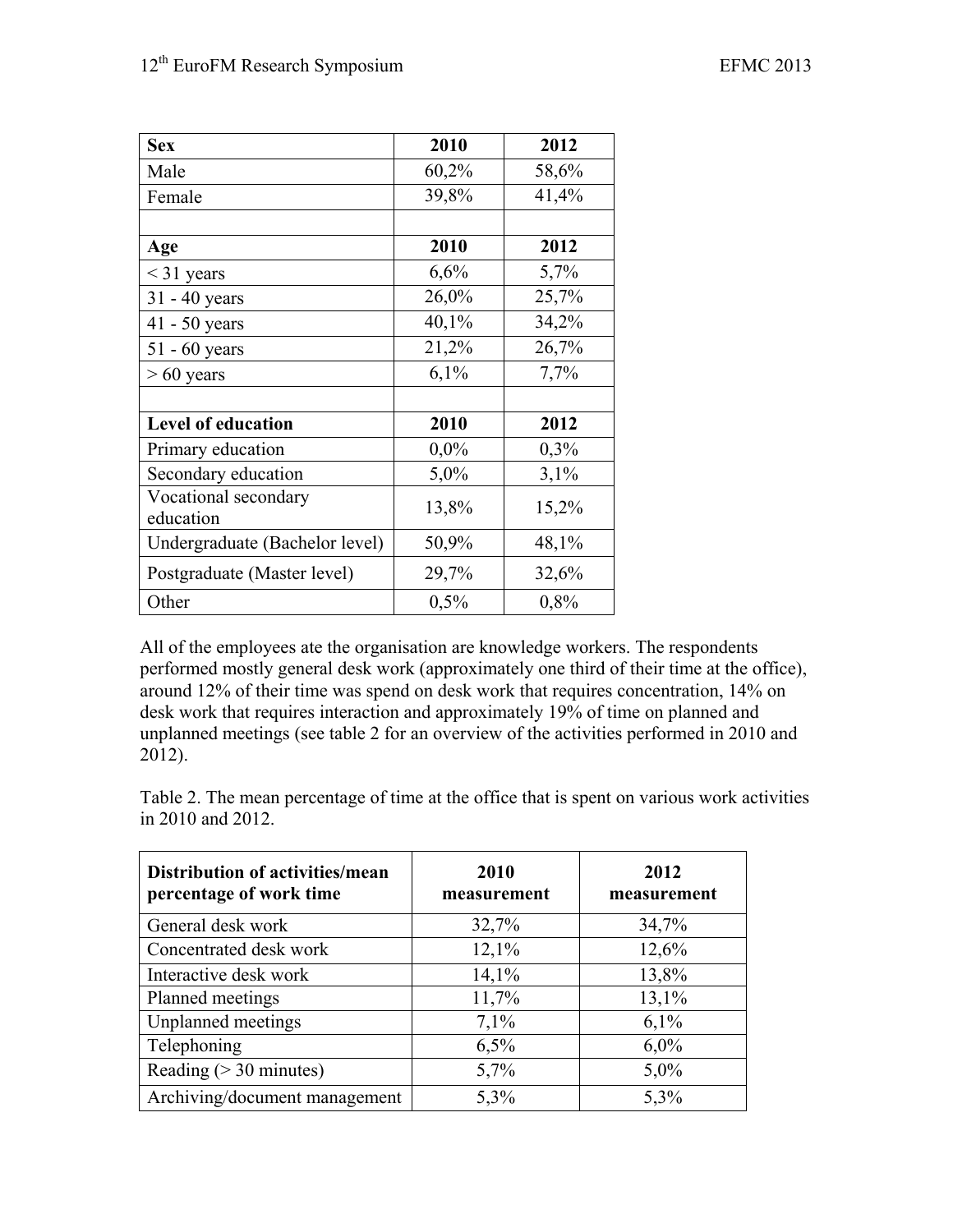| Sex | 2010 | 2012 |
|---|---|---|
| Male | 60,2% | 58,6% |
| Female | 39,8% | 41,4% |
| | | |
| **Age** | **2010** | **2012** |
| < 31 years | 6,6% | 5,7% |
| 31 - 40 years | 26,0% | 25,7% |
| 41 - 50 years | 40,1% | 34,2% |
| 51 - 60 years | 21,2% | 26,7% |
| > 60 years | 6,1% | 7,7% |
| | | |
| **Level of education** | **2010** | **2012** |
| Primary education | 0,0% | 0,3% |
| Secondary education | 5,0% | 3,1% |
| Vocational secondary education | 13,8% | 15,2% |
| Undergraduate (Bachelor level) | 50,9% | 48,1% |
| Postgraduate (Master level) | 29,7% | 32,6% |
| Other | 0,5% | 0,8% |

All of the employees ate the organisation are knowledge workers. The respondents performed mostly general desk work (approximately one third of their time at the office), around 12% of their time was spend on desk work that requires concentration, 14% on desk work that requires interaction and approximately 19% of time on planned and unplanned meetings (see table 2 for an overview of the activities performed in 2010 and 2012).

Table 2. The mean percentage of time at the office that is spent on various work activities in 2010 and 2012.

| Distribution of activities/mean percentage of work time | 2010 measurement | 2012 measurement |
|---|---|---|
| General desk work | 32,7% | 34,7% |
| Concentrated desk work | 12,1% | 12,6% |
| Interactive desk work | 14,1% | 13,8% |
| Planned meetings | 11,7% | 13,1% |
| Unplanned meetings | 7,1% | 6,1% |
| Telephoning | 6,5% | 6,0% |
| Reading (> 30 minutes) | 5,7% | 5,0% |
| Archiving/document management | 5,3% | 5,3% |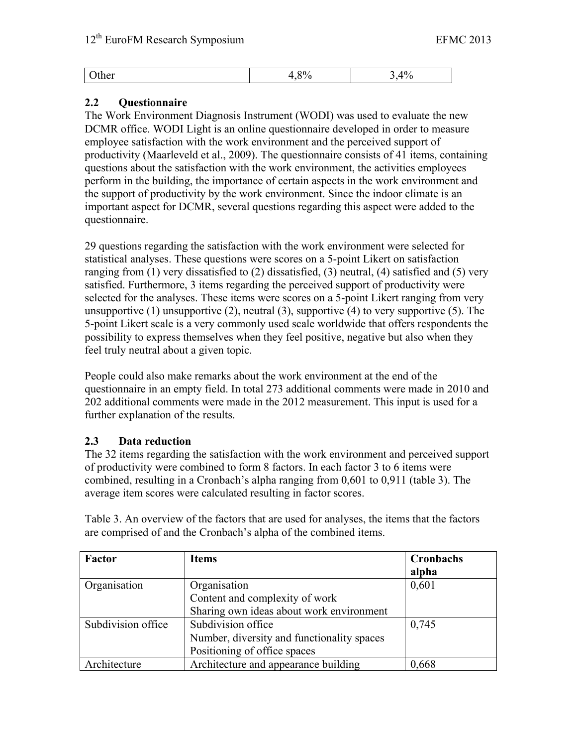| Other | 4,8% | 3,4% |
|---|---|---|

### 2.2 Questionnaire

The Work Environment Diagnosis Instrument (WODI) was used to evaluate the new DCMR office. WODI Light is an online questionnaire developed in order to measure employee satisfaction with the work environment and the perceived support of productivity (Maarleveld et al., 2009). The questionnaire consists of 41 items, containing questions about the satisfaction with the work environment, the activities employees perform in the building, the importance of certain aspects in the work environment and the support of productivity by the work environment. Since the indoor climate is an important aspect for DCMR, several questions regarding this aspect were added to the questionnaire.

29 questions regarding the satisfaction with the work environment were selected for statistical analyses. These questions were scores on a 5-point Likert on satisfaction ranging from (1) very dissatisfied to (2) dissatisfied, (3) neutral, (4) satisfied and (5) very satisfied. Furthermore, 3 items regarding the perceived support of productivity were selected for the analyses. These items were scores on a 5-point Likert ranging from very unsupportive (1) unsupportive (2), neutral (3), supportive (4) to very supportive (5). The 5-point Likert scale is a very commonly used scale worldwide that offers respondents the possibility to express themselves when they feel positive, negative but also when they feel truly neutral about a given topic.

People could also make remarks about the work environment at the end of the questionnaire in an empty field. In total 273 additional comments were made in 2010 and 202 additional comments were made in the 2012 measurement. This input is used for a further explanation of the results.

### 2.3 Data reduction

The 32 items regarding the satisfaction with the work environment and perceived support of productivity were combined to form 8 factors. In each factor 3 to 6 items were combined, resulting in a Cronbach's alpha ranging from 0,601 to 0,911 (table 3). The average item scores were calculated resulting in factor scores.

Table 3. An overview of the factors that are used for analyses, the items that the factors are comprised of and the Cronbach's alpha of the combined items.

| **Factor** | **Items** | **Cronbachs alpha** |
|---|---|---|
| Organisation | Organisation<br>Content and complexity of work<br>Sharing own ideas about work environment | 0,601 |
| Subdivision office | Subdivision office<br>Number, diversity and functionality spaces<br>Positioning of office spaces | 0,745 |
| Architecture | Architecture and appearance building | 0,668 |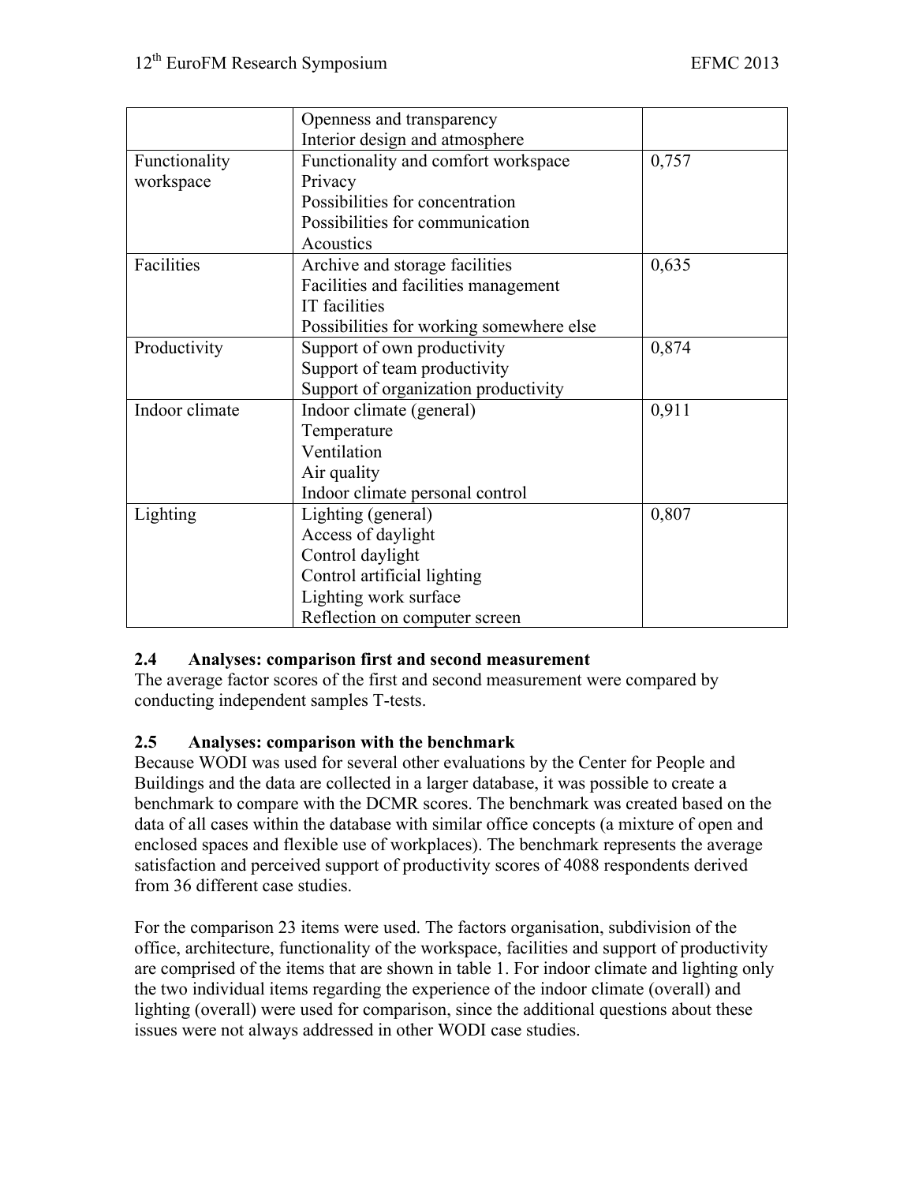| | | |
|---|---|---|
| | Openness and transparency<br>Interior design and atmosphere | |
| Functionality workspace | Functionality and comfort workspace<br>Privacy<br>Possibilities for concentration<br>Possibilities for communication<br>Acoustics | 0,757 |
| Facilities | Archive and storage facilities<br>Facilities and facilities management<br>IT facilities<br>Possibilities for working somewhere else | 0,635 |
| Productivity | Support of own productivity<br>Support of team productivity<br>Support of organization productivity | 0,874 |
| Indoor climate | Indoor climate (general)<br>Temperature<br>Ventilation<br>Air quality<br>Indoor climate personal control | 0,911 |
| Lighting | Lighting (general)<br>Access of daylight<br>Control daylight<br>Control artificial lighting<br>Lighting work surface<br>Reflection on computer screen | 0,807 |

### 2.4 Analyses: comparison first and second measurement

The average factor scores of the first and second measurement were compared by conducting independent samples T-tests.

### 2.5 Analyses: comparison with the benchmark

Because WODI was used for several other evaluations by the Center for People and Buildings and the data are collected in a larger database, it was possible to create a benchmark to compare with the DCMR scores. The benchmark was created based on the data of all cases within the database with similar office concepts (a mixture of open and enclosed spaces and flexible use of workplaces). The benchmark represents the average satisfaction and perceived support of productivity scores of 4088 respondents derived from 36 different case studies.

For the comparison 23 items were used. The factors organisation, subdivision of the office, architecture, functionality of the workspace, facilities and support of productivity are comprised of the items that are shown in table 1. For indoor climate and lighting only the two individual items regarding the experience of the indoor climate (overall) and lighting (overall) were used for comparison, since the additional questions about these issues were not always addressed in other WODI case studies.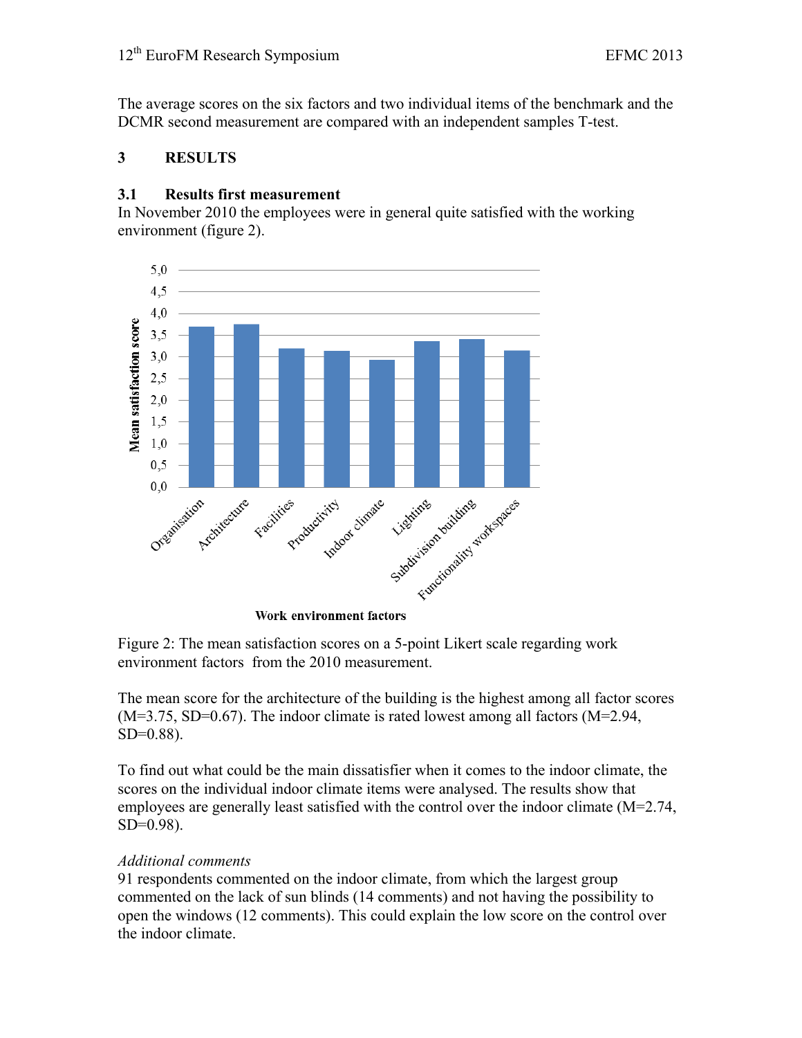The average scores on the six factors and two individual items of the benchmark and the DCMR second measurement are compared with an independent samples T-test.

## 3 RESULTS

### 3.1 Results first measurement

In November 2010 the employees were in general quite satisfied with the working environment (figure 2).

Figure 2: The mean satisfaction scores on a 5-point Likert scale regarding work environment factors from the 2010 measurement.

The mean score for the architecture of the building is the highest among all factor scores (M=3.75, SD=0.67). The indoor climate is rated lowest among all factors (M=2.94, SD=0.88).

To find out what could be the main dissatisfier when it comes to the indoor climate, the scores on the individual indoor climate items were analysed. The results show that employees are generally least satisfied with the control over the indoor climate (M=2.74, SD=0.98).

*Additional comments*

91 respondents commented on the indoor climate, from which the largest group commented on the lack of sun blinds (14 comments) and not having the possibility to open the windows (12 comments). This could explain the low score on the control over the indoor climate.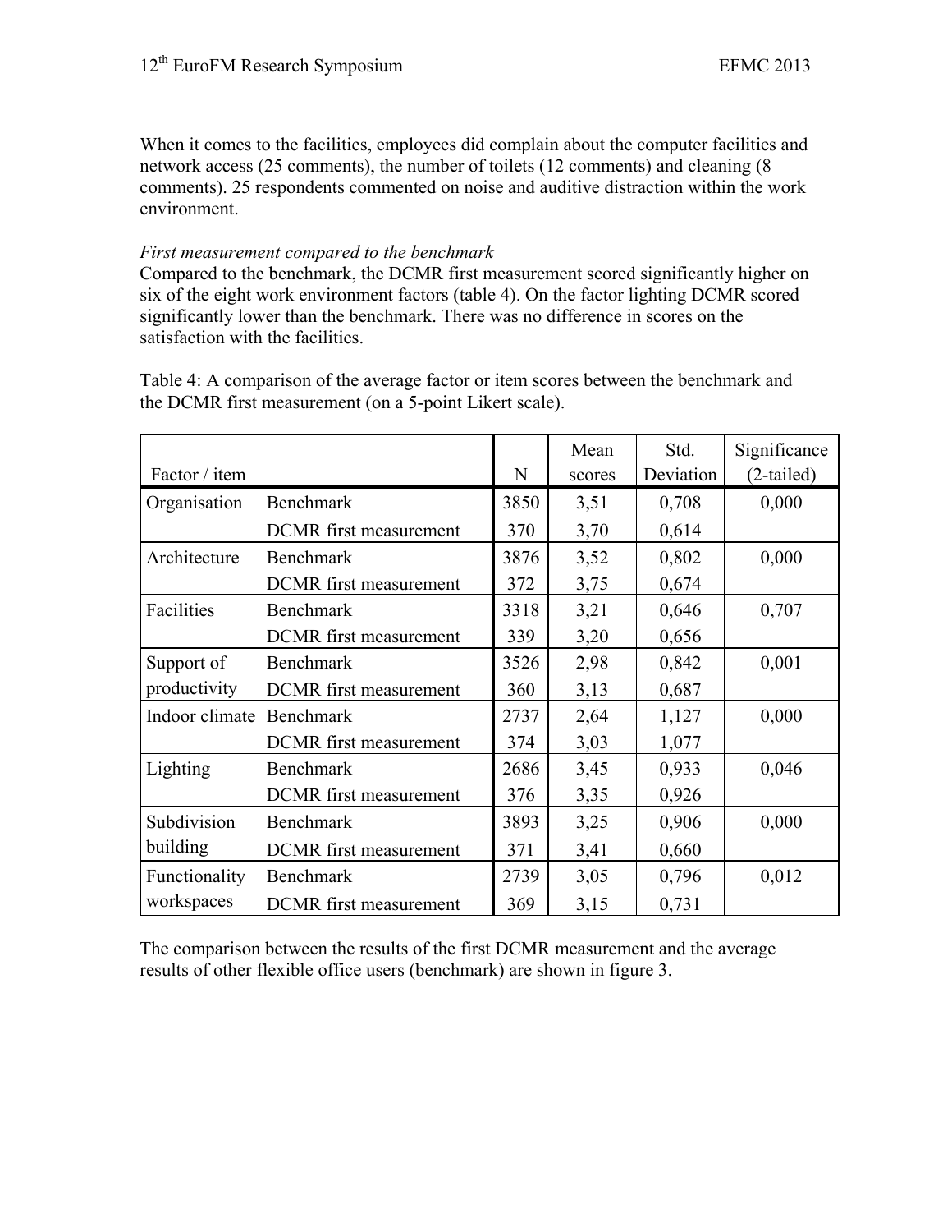When it comes to the facilities, employees did complain about the computer facilities and network access (25 comments), the number of toilets (12 comments) and cleaning (8 comments). 25 respondents commented on noise and auditive distraction within the work environment.

*First measurement compared to the benchmark*

Compared to the benchmark, the DCMR first measurement scored significantly higher on six of the eight work environment factors (table 4). On the factor lighting DCMR scored significantly lower than the benchmark. There was no difference in scores on the satisfaction with the facilities.

Table 4: A comparison of the average factor or item scores between the benchmark and the DCMR first measurement (on a 5-point Likert scale).

| Factor / item | | N | Mean scores | Std. Deviation | Significance (2-tailed) |
|---|---|---|---|---|---|
| Organisation | Benchmark | 3850 | 3,51 | 0,708 | 0,000 |
| | DCMR first measurement | 370 | 3,70 | 0,614 | |
| Architecture | Benchmark | 3876 | 3,52 | 0,802 | 0,000 |
| | DCMR first measurement | 372 | 3,75 | 0,674 | |
| Facilities | Benchmark | 3318 | 3,21 | 0,646 | 0,707 |
| | DCMR first measurement | 339 | 3,20 | 0,656 | |
| Support of productivity | Benchmark | 3526 | 2,98 | 0,842 | 0,001 |
| | DCMR first measurement | 360 | 3,13 | 0,687 | |
| Indoor climate | Benchmark | 2737 | 2,64 | 1,127 | 0,000 |
| | DCMR first measurement | 374 | 3,03 | 1,077 | |
| Lighting | Benchmark | 2686 | 3,45 | 0,933 | 0,046 |
| | DCMR first measurement | 376 | 3,35 | 0,926 | |
| Subdivision building | Benchmark | 3893 | 3,25 | 0,906 | 0,000 |
| | DCMR first measurement | 371 | 3,41 | 0,660 | |
| Functionality workspaces | Benchmark | 2739 | 3,05 | 0,796 | 0,012 |
| | DCMR first measurement | 369 | 3,15 | 0,731 | |

The comparison between the results of the first DCMR measurement and the average results of other flexible office users (benchmark) are shown in figure 3.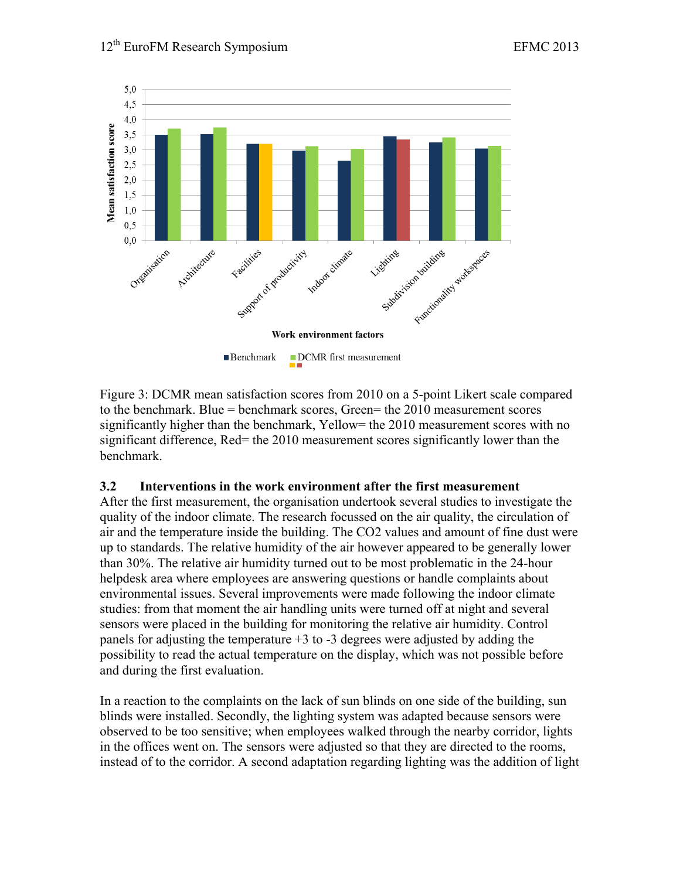Figure 3: DCMR mean satisfaction scores from 2010 on a 5-point Likert scale compared to the benchmark. Blue = benchmark scores, Green= the 2010 measurement scores significantly higher than the benchmark, Yellow= the 2010 measurement scores with no significant difference, Red= the 2010 measurement scores significantly lower than the benchmark.

### 3.2 Interventions in the work environment after the first measurement

After the first measurement, the organisation undertook several studies to investigate the quality of the indoor climate. The research focussed on the air quality, the circulation of air and the temperature inside the building. The CO2 values and amount of fine dust were up to standards. The relative humidity of the air however appeared to be generally lower than 30%. The relative air humidity turned out to be most problematic in the 24-hour helpdesk area where employees are answering questions or handle complaints about environmental issues. Several improvements were made following the indoor climate studies: from that moment the air handling units were turned off at night and several sensors were placed in the building for monitoring the relative air humidity. Control panels for adjusting the temperature +3 to -3 degrees were adjusted by adding the possibility to read the actual temperature on the display, which was not possible before and during the first evaluation.

In a reaction to the complaints on the lack of sun blinds on one side of the building, sun blinds were installed. Secondly, the lighting system was adapted because sensors were observed to be too sensitive; when employees walked through the nearby corridor, lights in the offices went on. The sensors were adjusted so that they are directed to the rooms, instead of to the corridor. A second adaptation regarding lighting was the addition of light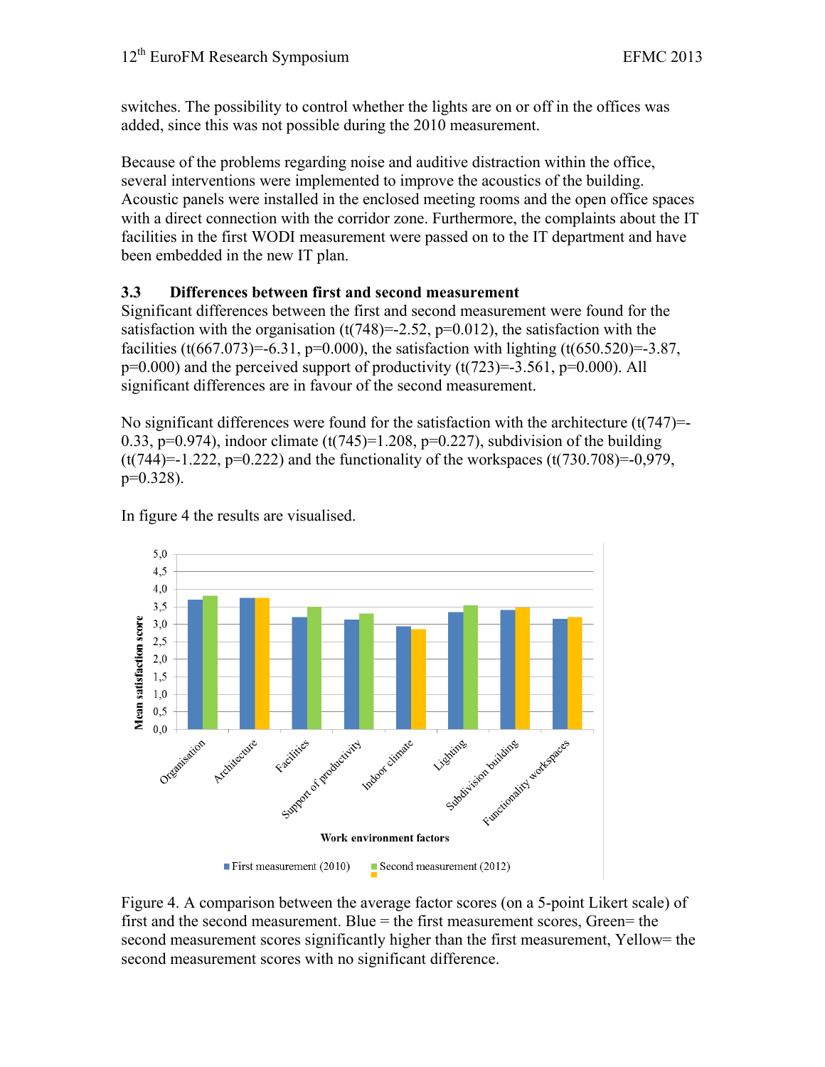switches. The possibility to control whether the lights are on or off in the offices was added, since this was not possible during the 2010 measurement.

Because of the problems regarding noise and auditive distraction within the office, several interventions were implemented to improve the acoustics of the building. Acoustic panels were installed in the enclosed meeting rooms and the open office spaces with a direct connection with the corridor zone. Furthermore, the complaints about the IT facilities in the first WODI measurement were passed on to the IT department and have been embedded in the new IT plan.

### 3.3 Differences between first and second measurement

Significant differences between the first and second measurement were found for the satisfaction with the organisation ($t(748)=-2.52$, $p=0.012$), the satisfaction with the facilities ($t(667.073)=-6.31$, $p=0.000$), the satisfaction with lighting ($t(650.520)=-3.87$, $p=0.000$) and the perceived support of productivity ($t(723)=-3.561$, $p=0.000$). All significant differences are in favour of the second measurement.

No significant differences were found for the satisfaction with the architecture ($t(747)=-0.33$, $p=0.974$), indoor climate ($t(745)=1.208$, $p=0.227$), subdivision of the building ($t(744)=-1.222$, $p=0.222$) and the functionality of the workspaces ($t(730.708)=-0{,}979$, $p=0.328$).

In figure 4 the results are visualised.

Figure 4. A comparison between the average factor scores (on a 5-point Likert scale) of first and the second measurement. Blue = the first measurement scores, Green= the second measurement scores significantly higher than the first measurement, Yellow= the second measurement scores with no significant difference.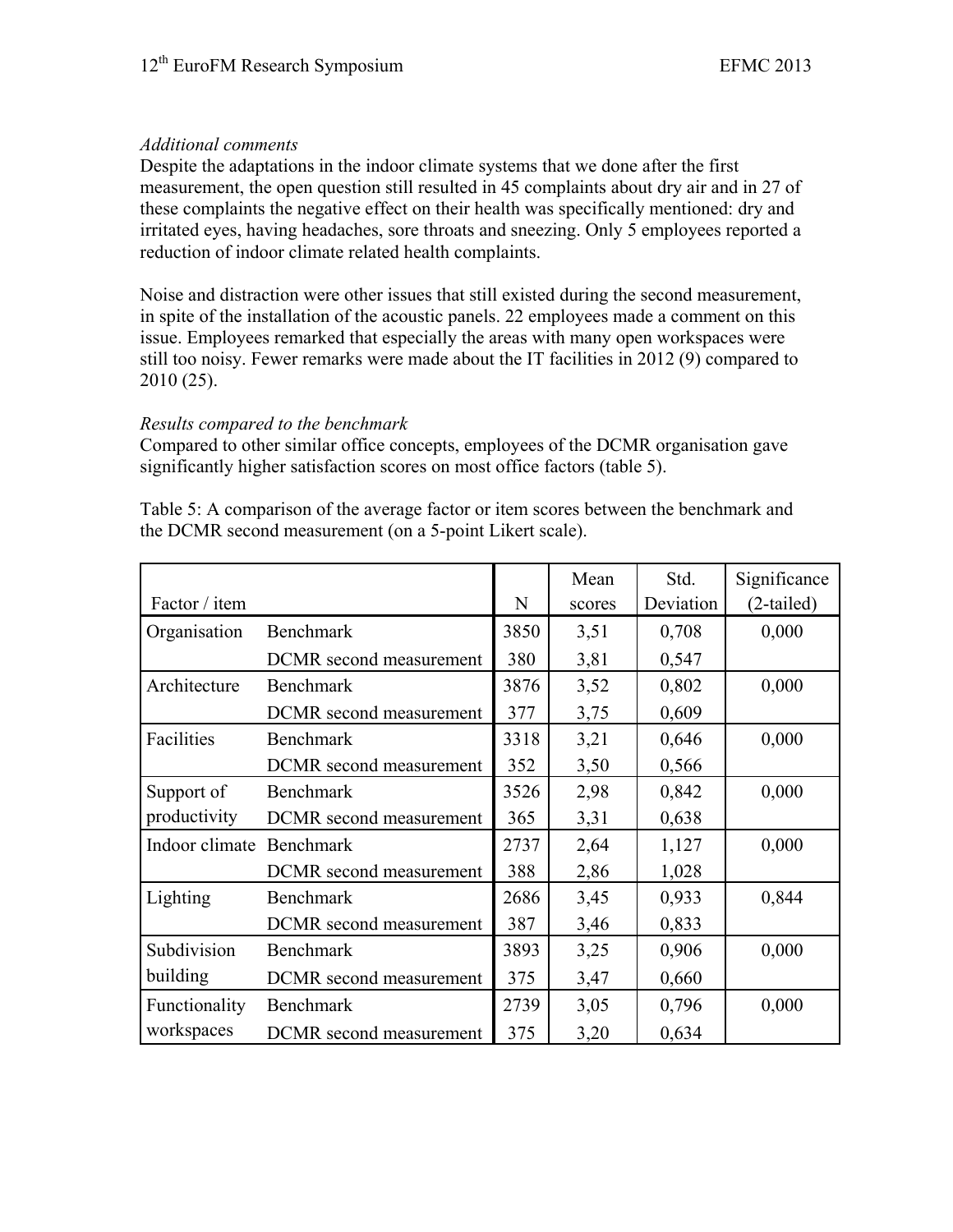*Additional comments*

Despite the adaptations in the indoor climate systems that we done after the first measurement, the open question still resulted in 45 complaints about dry air and in 27 of these complaints the negative effect on their health was specifically mentioned: dry and irritated eyes, having headaches, sore throats and sneezing. Only 5 employees reported a reduction of indoor climate related health complaints.

Noise and distraction were other issues that still existed during the second measurement, in spite of the installation of the acoustic panels. 22 employees made a comment on this issue. Employees remarked that especially the areas with many open workspaces were still too noisy. Fewer remarks were made about the IT facilities in 2012 (9) compared to 2010 (25).

*Results compared to the benchmark*

Compared to other similar office concepts, employees of the DCMR organisation gave significantly higher satisfaction scores on most office factors (table 5).

Table 5: A comparison of the average factor or item scores between the benchmark and the DCMR second measurement (on a 5-point Likert scale).

| Factor / item | | N | Mean scores | Std. Deviation | Significance (2-tailed) |
|---|---|---|---|---|---|
| Organisation | Benchmark | 3850 | 3,51 | 0,708 | 0,000 |
| | DCMR second measurement | 380 | 3,81 | 0,547 | |
| Architecture | Benchmark | 3876 | 3,52 | 0,802 | 0,000 |
| | DCMR second measurement | 377 | 3,75 | 0,609 | |
| Facilities | Benchmark | 3318 | 3,21 | 0,646 | 0,000 |
| | DCMR second measurement | 352 | 3,50 | 0,566 | |
| Support of productivity | Benchmark | 3526 | 2,98 | 0,842 | 0,000 |
| | DCMR second measurement | 365 | 3,31 | 0,638 | |
| Indoor climate | Benchmark | 2737 | 2,64 | 1,127 | 0,000 |
| | DCMR second measurement | 388 | 2,86 | 1,028 | |
| Lighting | Benchmark | 2686 | 3,45 | 0,933 | 0,844 |
| | DCMR second measurement | 387 | 3,46 | 0,833 | |
| Subdivision building | Benchmark | 3893 | 3,25 | 0,906 | 0,000 |
| | DCMR second measurement | 375 | 3,47 | 0,660 | |
| Functionality workspaces | Benchmark | 2739 | 3,05 | 0,796 | 0,000 |
| | DCMR second measurement | 375 | 3,20 | 0,634 | |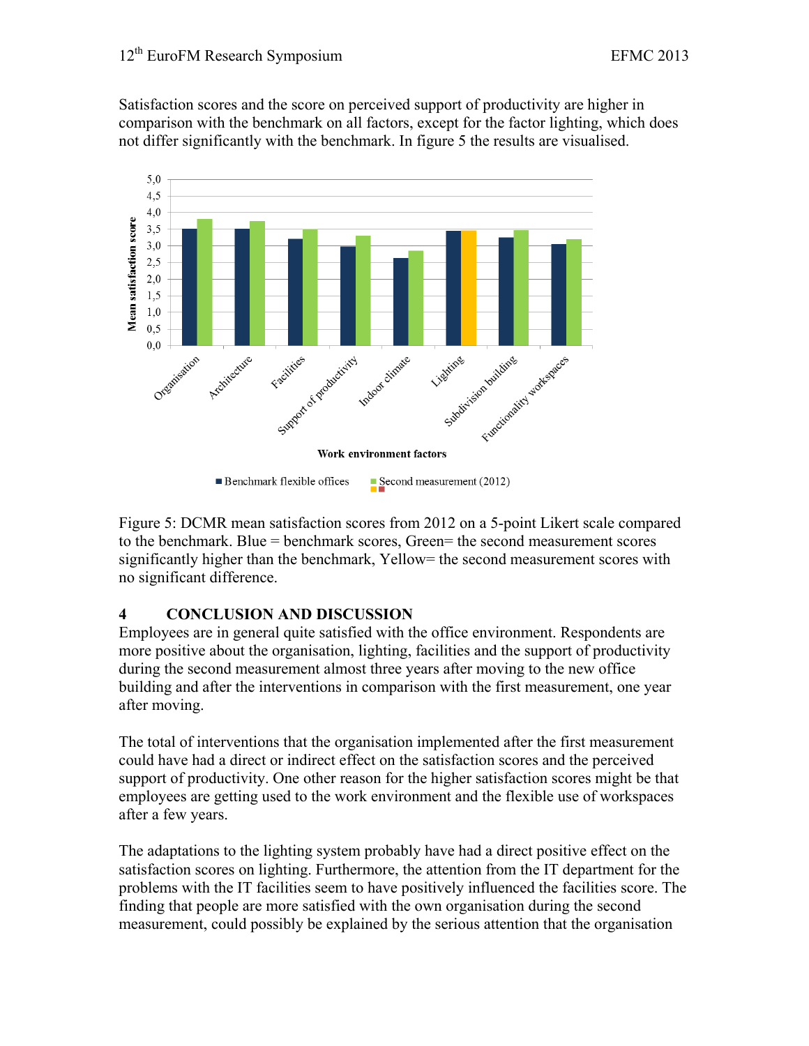Satisfaction scores and the score on perceived support of productivity are higher in comparison with the benchmark on all factors, except for the factor lighting, which does not differ significantly with the benchmark. In figure 5 the results are visualised.

Figure 5: DCMR mean satisfaction scores from 2012 on a 5-point Likert scale compared to the benchmark. Blue = benchmark scores, Green= the second measurement scores significantly higher than the benchmark, Yellow= the second measurement scores with no significant difference.

## 4 CONCLUSION AND DISCUSSION

Employees are in general quite satisfied with the office environment. Respondents are more positive about the organisation, lighting, facilities and the support of productivity during the second measurement almost three years after moving to the new office building and after the interventions in comparison with the first measurement, one year after moving.

The total of interventions that the organisation implemented after the first measurement could have had a direct or indirect effect on the satisfaction scores and the perceived support of productivity. One other reason for the higher satisfaction scores might be that employees are getting used to the work environment and the flexible use of workspaces after a few years.

The adaptations to the lighting system probably have had a direct positive effect on the satisfaction scores on lighting. Furthermore, the attention from the IT department for the problems with the IT facilities seem to have positively influenced the facilities score. The finding that people are more satisfied with the own organisation during the second measurement, could possibly be explained by the serious attention that the organisation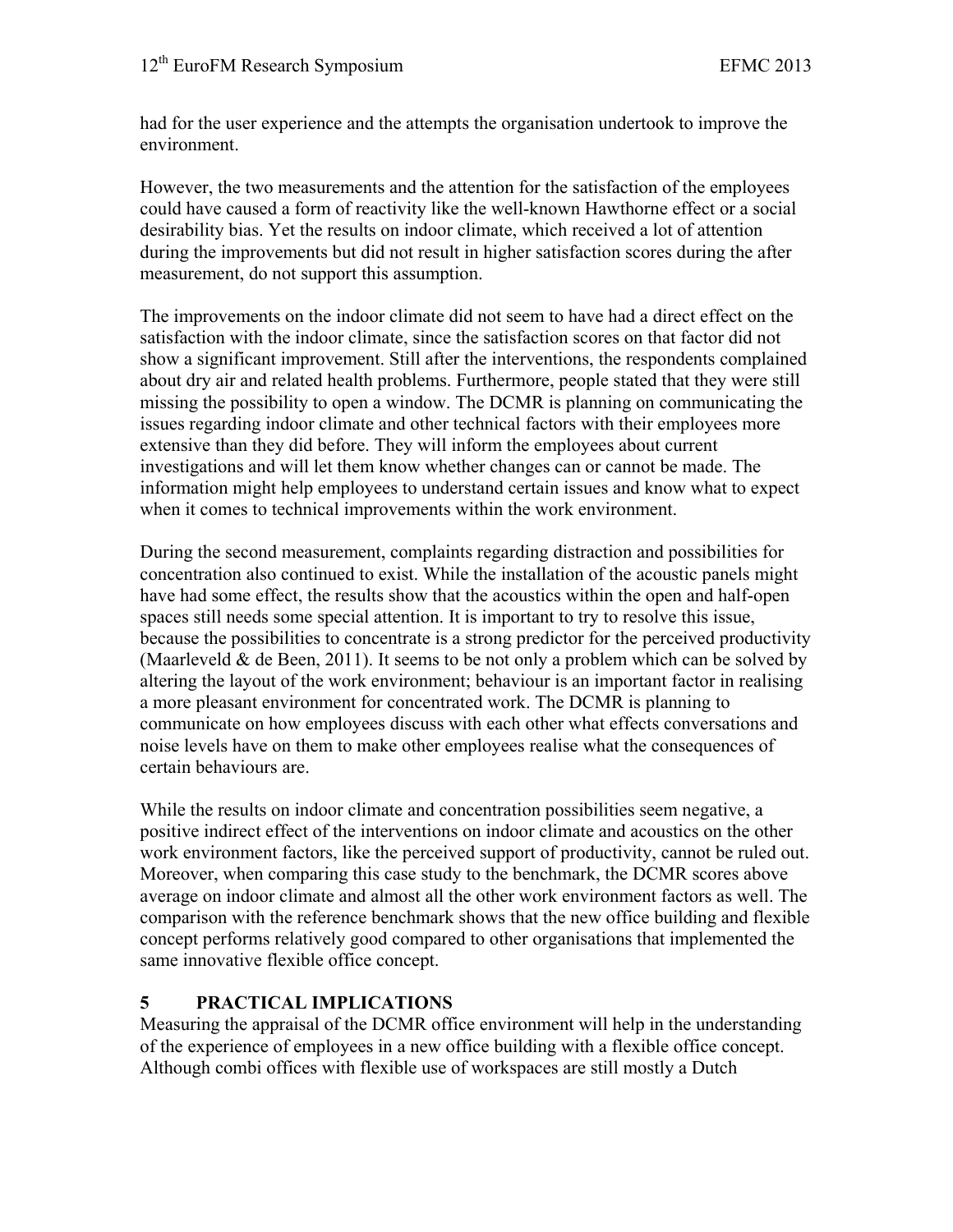had for the user experience and the attempts the organisation undertook to improve the environment.

However, the two measurements and the attention for the satisfaction of the employees could have caused a form of reactivity like the well-known Hawthorne effect or a social desirability bias. Yet the results on indoor climate, which received a lot of attention during the improvements but did not result in higher satisfaction scores during the after measurement, do not support this assumption.

The improvements on the indoor climate did not seem to have had a direct effect on the satisfaction with the indoor climate, since the satisfaction scores on that factor did not show a significant improvement. Still after the interventions, the respondents complained about dry air and related health problems. Furthermore, people stated that they were still missing the possibility to open a window. The DCMR is planning on communicating the issues regarding indoor climate and other technical factors with their employees more extensive than they did before. They will inform the employees about current investigations and will let them know whether changes can or cannot be made. The information might help employees to understand certain issues and know what to expect when it comes to technical improvements within the work environment.

During the second measurement, complaints regarding distraction and possibilities for concentration also continued to exist. While the installation of the acoustic panels might have had some effect, the results show that the acoustics within the open and half-open spaces still needs some special attention. It is important to try to resolve this issue, because the possibilities to concentrate is a strong predictor for the perceived productivity (Maarleveld & de Been, 2011). It seems to be not only a problem which can be solved by altering the layout of the work environment; behaviour is an important factor in realising a more pleasant environment for concentrated work. The DCMR is planning to communicate on how employees discuss with each other what effects conversations and noise levels have on them to make other employees realise what the consequences of certain behaviours are.

While the results on indoor climate and concentration possibilities seem negative, a positive indirect effect of the interventions on indoor climate and acoustics on the other work environment factors, like the perceived support of productivity, cannot be ruled out. Moreover, when comparing this case study to the benchmark, the DCMR scores above average on indoor climate and almost all the other work environment factors as well. The comparison with the reference benchmark shows that the new office building and flexible concept performs relatively good compared to other organisations that implemented the same innovative flexible office concept.

## 5 PRACTICAL IMPLICATIONS

Measuring the appraisal of the DCMR office environment will help in the understanding of the experience of employees in a new office building with a flexible office concept. Although combi offices with flexible use of workspaces are still mostly a Dutch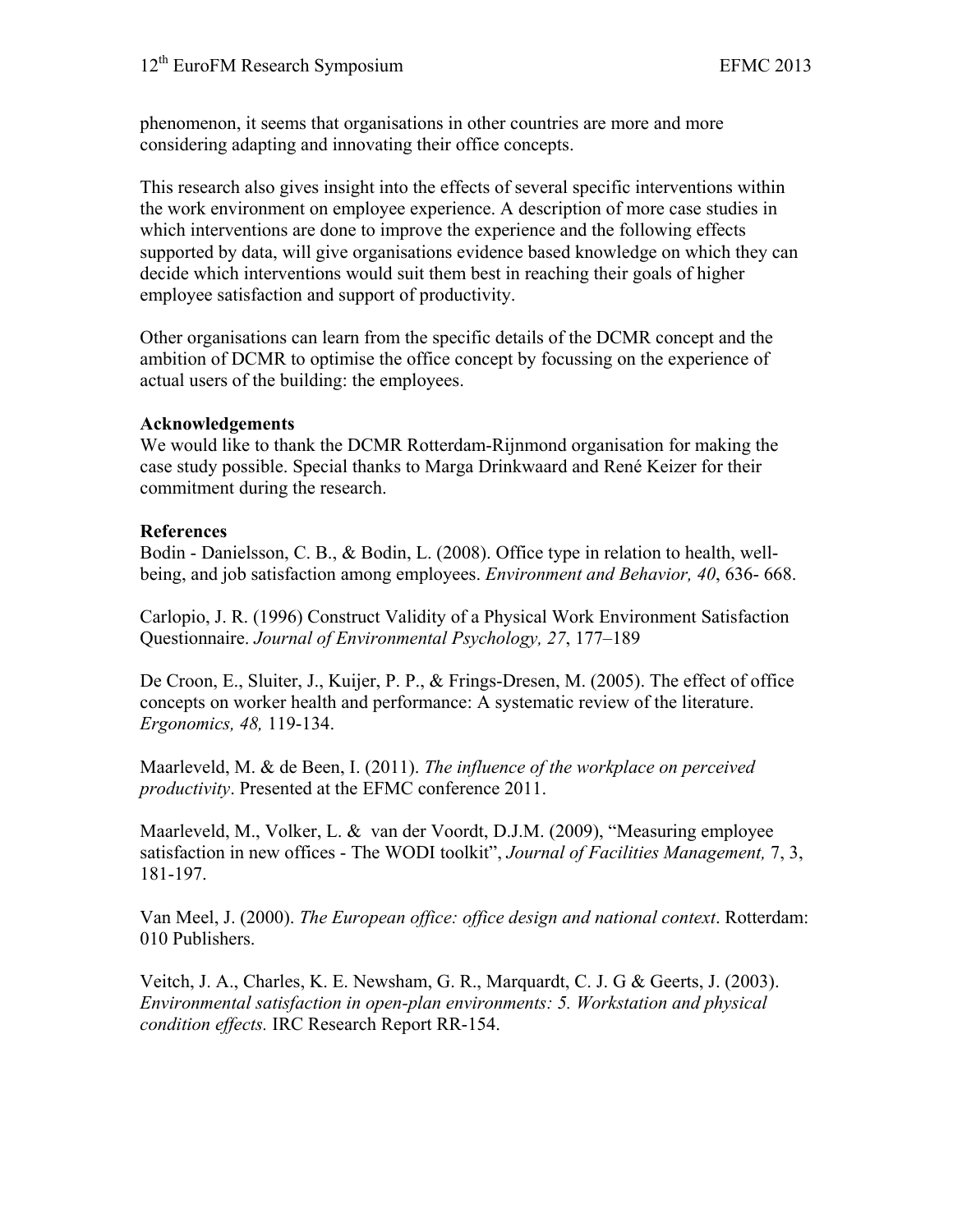phenomenon, it seems that organisations in other countries are more and more considering adapting and innovating their office concepts.

This research also gives insight into the effects of several specific interventions within the work environment on employee experience. A description of more case studies in which interventions are done to improve the experience and the following effects supported by data, will give organisations evidence based knowledge on which they can decide which interventions would suit them best in reaching their goals of higher employee satisfaction and support of productivity.

Other organisations can learn from the specific details of the DCMR concept and the ambition of DCMR to optimise the office concept by focussing on the experience of actual users of the building: the employees.

**Acknowledgements**

We would like to thank the DCMR Rotterdam-Rijnmond organisation for making the case study possible. Special thanks to Marga Drinkwaard and René Keizer for their commitment during the research.

**References**

Bodin - Danielsson, C. B., & Bodin, L. (2008). Office type in relation to health, well-being, and job satisfaction among employees. *Environment and Behavior, 40*, 636- 668.

Carlopio, J. R. (1996) Construct Validity of a Physical Work Environment Satisfaction Questionnaire. *Journal of Environmental Psychology, 27*, 177–189

De Croon, E., Sluiter, J., Kuijer, P. P., & Frings-Dresen, M. (2005). The effect of office concepts on worker health and performance: A systematic review of the literature. *Ergonomics, 48,* 119-134.

Maarleveld, M. & de Been, I. (2011). *The influence of the workplace on perceived productivity*. Presented at the EFMC conference 2011.

Maarleveld, M., Volker, L. & van der Voordt, D.J.M. (2009), "Measuring employee satisfaction in new offices - The WODI toolkit", *Journal of Facilities Management,* 7, 3, 181-197.

Van Meel, J. (2000). *The European office: office design and national context*. Rotterdam: 010 Publishers.

Veitch, J. A., Charles, K. E. Newsham, G. R., Marquardt, C. J. G & Geerts, J. (2003). *Environmental satisfaction in open-plan environments: 5. Workstation and physical condition effects.* IRC Research Report RR-154.